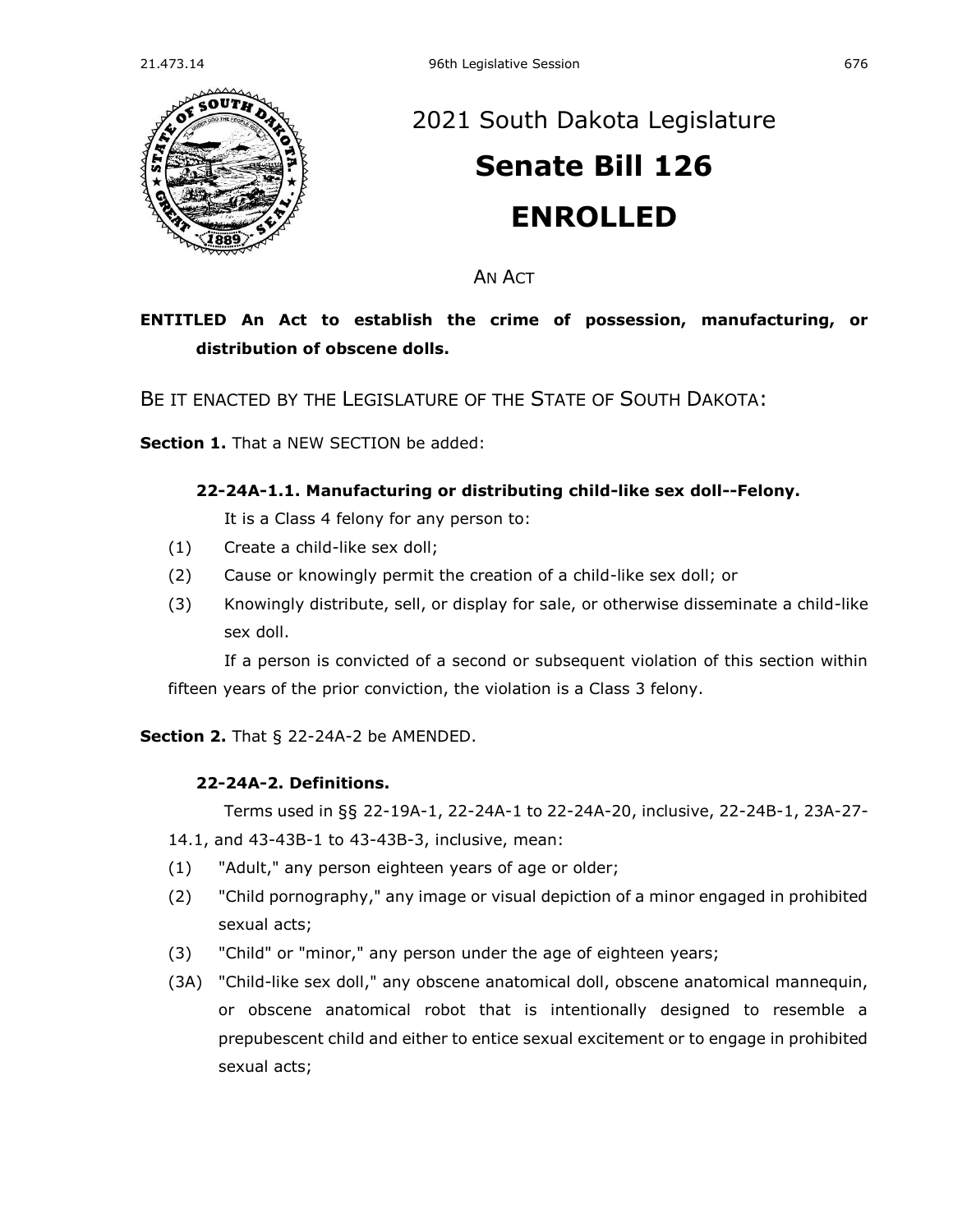# 2021 South Dakota Legislature

# Senate Bill 126

# ENROLLED

AN ACT

**ENTITLED An Act to establish the crime of possession, manufacturing, or distribution of obscene dolls.**

BE IT ENACTED BY THE LEGISLATURE OF THE STATE OF SOUTH DAKOTA:

**Section 1.** That a NEW SECTION be added:

**22-24A-1.1. Manufacturing or distributing child-like sex doll--Felony.**

It is a Class 4 felony for any person to:

(1) Create a child-like sex doll;

(2) Cause or knowingly permit the creation of a child-like sex doll; or

(3) Knowingly distribute, sell, or display for sale, or otherwise disseminate a child-like sex doll.

If a person is convicted of a second or subsequent violation of this section within fifteen years of the prior conviction, the violation is a Class 3 felony.

**Section 2.** That § 22-24A-2 be AMENDED.

**22-24A-2. Definitions.**

Terms used in §§ 22-19A-1, 22-24A-1 to 22-24A-20, inclusive, 22-24B-1, 23A-27-14.1, and 43-43B-1 to 43-43B-3, inclusive, mean:

(1) "Adult," any person eighteen years of age or older;

(2) "Child pornography," any image or visual depiction of a minor engaged in prohibited sexual acts;

(3) "Child" or "minor," any person under the age of eighteen years;

(3A) "Child-like sex doll," any obscene anatomical doll, obscene anatomical mannequin, or obscene anatomical robot that is intentionally designed to resemble a prepubescent child and either to entice sexual excitement or to engage in prohibited sexual acts;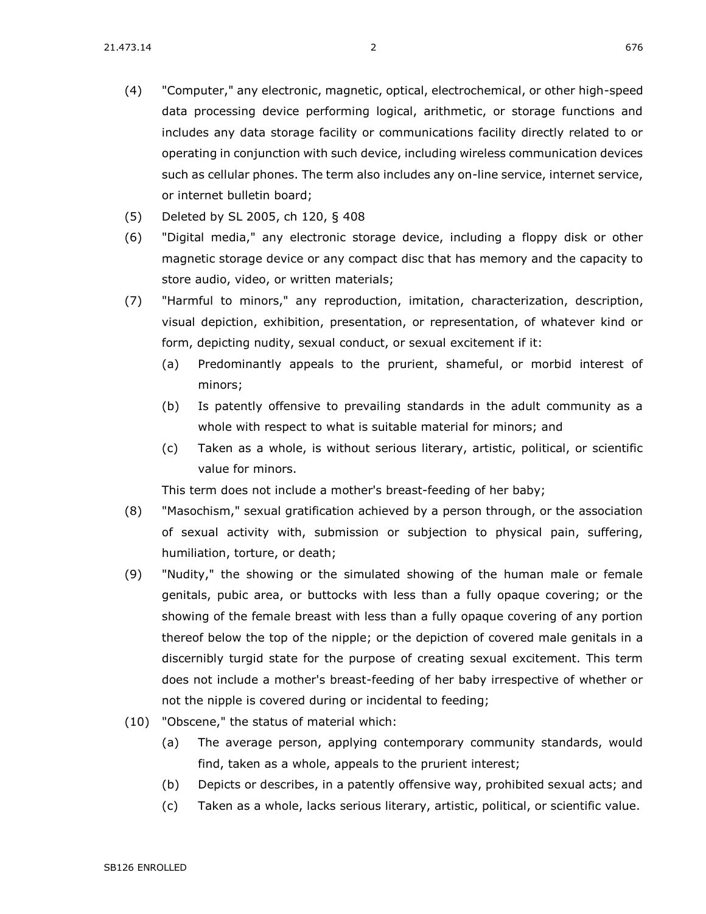(4) "Computer," any electronic, magnetic, optical, electrochemical, or other high-speed data processing device performing logical, arithmetic, or storage functions and includes any data storage facility or communications facility directly related to or operating in conjunction with such device, including wireless communication devices such as cellular phones. The term also includes any on-line service, internet service, or internet bulletin board;

(5) Deleted by SL 2005, ch 120, § 408

(6) "Digital media," any electronic storage device, including a floppy disk or other magnetic storage device or any compact disc that has memory and the capacity to store audio, video, or written materials;

(7) "Harmful to minors," any reproduction, imitation, characterization, description, visual depiction, exhibition, presentation, or representation, of whatever kind or form, depicting nudity, sexual conduct, or sexual excitement if it:

   (a) Predominantly appeals to the prurient, shameful, or morbid interest of minors;

   (b) Is patently offensive to prevailing standards in the adult community as a whole with respect to what is suitable material for minors; and

   (c) Taken as a whole, is without serious literary, artistic, political, or scientific value for minors.

   This term does not include a mother's breast-feeding of her baby;

(8) "Masochism," sexual gratification achieved by a person through, or the association of sexual activity with, submission or subjection to physical pain, suffering, humiliation, torture, or death;

(9) "Nudity," the showing or the simulated showing of the human male or female genitals, pubic area, or buttocks with less than a fully opaque covering; or the showing of the female breast with less than a fully opaque covering of any portion thereof below the top of the nipple; or the depiction of covered male genitals in a discernibly turgid state for the purpose of creating sexual excitement. This term does not include a mother's breast-feeding of her baby irrespective of whether or not the nipple is covered during or incidental to feeding;

(10) "Obscene," the status of material which:

   (a) The average person, applying contemporary community standards, would find, taken as a whole, appeals to the prurient interest;

   (b) Depicts or describes, in a patently offensive way, prohibited sexual acts; and

   (c) Taken as a whole, lacks serious literary, artistic, political, or scientific value.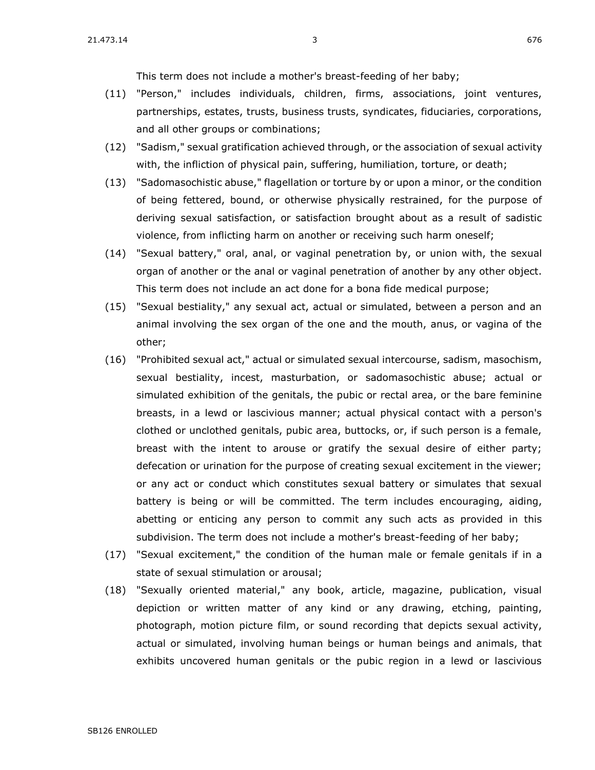This term does not include a mother's breast-feeding of her baby;

(11) "Person," includes individuals, children, firms, associations, joint ventures, partnerships, estates, trusts, business trusts, syndicates, fiduciaries, corporations, and all other groups or combinations;

(12) "Sadism," sexual gratification achieved through, or the association of sexual activity with, the infliction of physical pain, suffering, humiliation, torture, or death;

(13) "Sadomasochistic abuse," flagellation or torture by or upon a minor, or the condition of being fettered, bound, or otherwise physically restrained, for the purpose of deriving sexual satisfaction, or satisfaction brought about as a result of sadistic violence, from inflicting harm on another or receiving such harm oneself;

(14) "Sexual battery," oral, anal, or vaginal penetration by, or union with, the sexual organ of another or the anal or vaginal penetration of another by any other object. This term does not include an act done for a bona fide medical purpose;

(15) "Sexual bestiality," any sexual act, actual or simulated, between a person and an animal involving the sex organ of the one and the mouth, anus, or vagina of the other;

(16) "Prohibited sexual act," actual or simulated sexual intercourse, sadism, masochism, sexual bestiality, incest, masturbation, or sadomasochistic abuse; actual or simulated exhibition of the genitals, the pubic or rectal area, or the bare feminine breasts, in a lewd or lascivious manner; actual physical contact with a person's clothed or unclothed genitals, pubic area, buttocks, or, if such person is a female, breast with the intent to arouse or gratify the sexual desire of either party; defecation or urination for the purpose of creating sexual excitement in the viewer; or any act or conduct which constitutes sexual battery or simulates that sexual battery is being or will be committed. The term includes encouraging, aiding, abetting or enticing any person to commit any such acts as provided in this subdivision. The term does not include a mother's breast-feeding of her baby;

(17) "Sexual excitement," the condition of the human male or female genitals if in a state of sexual stimulation or arousal;

(18) "Sexually oriented material," any book, article, magazine, publication, visual depiction or written matter of any kind or any drawing, etching, painting, photograph, motion picture film, or sound recording that depicts sexual activity, actual or simulated, involving human beings or human beings and animals, that exhibits uncovered human genitals or the pubic region in a lewd or lascivious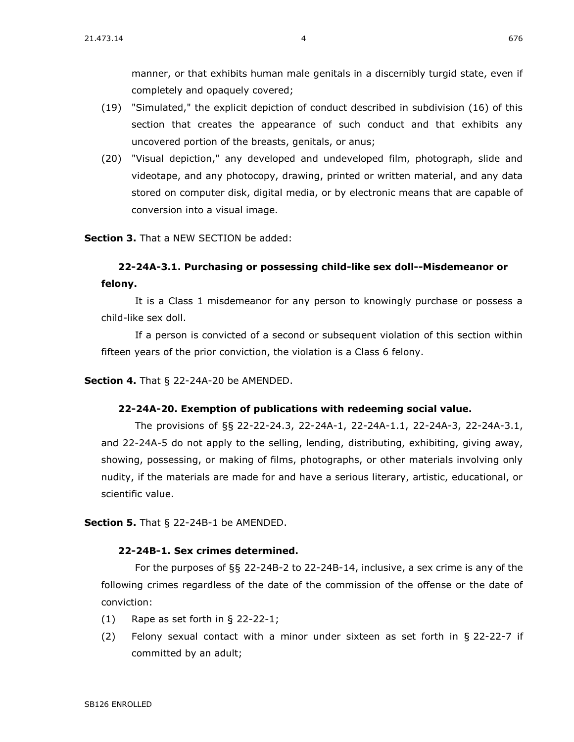manner, or that exhibits human male genitals in a discernibly turgid state, even if completely and opaquely covered;

(19) "Simulated," the explicit depiction of conduct described in subdivision (16) of this section that creates the appearance of such conduct and that exhibits any uncovered portion of the breasts, genitals, or anus;

(20) "Visual depiction," any developed and undeveloped film, photograph, slide and videotape, and any photocopy, drawing, printed or written material, and any data stored on computer disk, digital media, or by electronic means that are capable of conversion into a visual image.

**Section 3.** That a NEW SECTION be added:

**22-24A-3.1. Purchasing or possessing child-like sex doll--Misdemeanor or felony.**

It is a Class 1 misdemeanor for any person to knowingly purchase or possess a child-like sex doll.

If a person is convicted of a second or subsequent violation of this section within fifteen years of the prior conviction, the violation is a Class 6 felony.

**Section 4.** That § 22-24A-20 be AMENDED.

**22-24A-20. Exemption of publications with redeeming social value.**

The provisions of §§ 22-22-24.3, 22-24A-1, 22-24A-1.1, 22-24A-3, 22-24A-3.1, and 22-24A-5 do not apply to the selling, lending, distributing, exhibiting, giving away, showing, possessing, or making of films, photographs, or other materials involving only nudity, if the materials are made for and have a serious literary, artistic, educational, or scientific value.

**Section 5.** That § 22-24B-1 be AMENDED.

**22-24B-1. Sex crimes determined.**

For the purposes of §§ 22-24B-2 to 22-24B-14, inclusive, a sex crime is any of the following crimes regardless of the date of the commission of the offense or the date of conviction:

(1) Rape as set forth in § 22-22-1;

(2) Felony sexual contact with a minor under sixteen as set forth in § 22-22-7 if committed by an adult;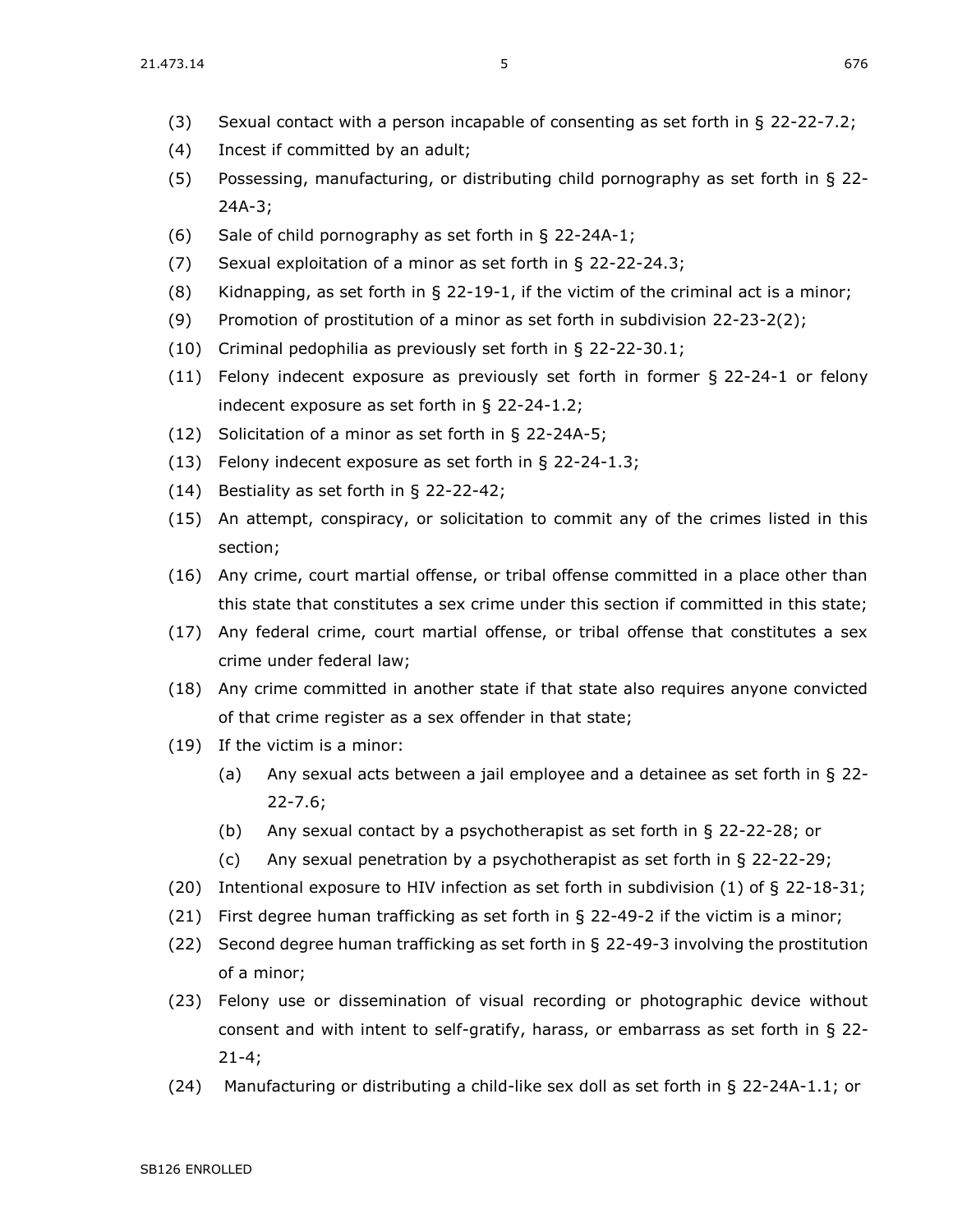(3) Sexual contact with a person incapable of consenting as set forth in § 22-22-7.2;

(4) Incest if committed by an adult;

(5) Possessing, manufacturing, or distributing child pornography as set forth in § 22-24A-3;

(6) Sale of child pornography as set forth in § 22-24A-1;

(7) Sexual exploitation of a minor as set forth in § 22-22-24.3;

(8) Kidnapping, as set forth in § 22-19-1, if the victim of the criminal act is a minor;

(9) Promotion of prostitution of a minor as set forth in subdivision 22-23-2(2);

(10) Criminal pedophilia as previously set forth in § 22-22-30.1;

(11) Felony indecent exposure as previously set forth in former § 22-24-1 or felony indecent exposure as set forth in § 22-24-1.2;

(12) Solicitation of a minor as set forth in § 22-24A-5;

(13) Felony indecent exposure as set forth in § 22-24-1.3;

(14) Bestiality as set forth in § 22-22-42;

(15) An attempt, conspiracy, or solicitation to commit any of the crimes listed in this section;

(16) Any crime, court martial offense, or tribal offense committed in a place other than this state that constitutes a sex crime under this section if committed in this state;

(17) Any federal crime, court martial offense, or tribal offense that constitutes a sex crime under federal law;

(18) Any crime committed in another state if that state also requires anyone convicted of that crime register as a sex offender in that state;

(19) If the victim is a minor:

  (a) Any sexual acts between a jail employee and a detainee as set forth in § 22-22-7.6;

  (b) Any sexual contact by a psychotherapist as set forth in § 22-22-28; or

  (c) Any sexual penetration by a psychotherapist as set forth in § 22-22-29;

(20) Intentional exposure to HIV infection as set forth in subdivision (1) of § 22-18-31;

(21) First degree human trafficking as set forth in § 22-49-2 if the victim is a minor;

(22) Second degree human trafficking as set forth in § 22-49-3 involving the prostitution of a minor;

(23) Felony use or dissemination of visual recording or photographic device without consent and with intent to self-gratify, harass, or embarrass as set forth in § 22-21-4;

(24) Manufacturing or distributing a child-like sex doll as set forth in § 22-24A-1.1; or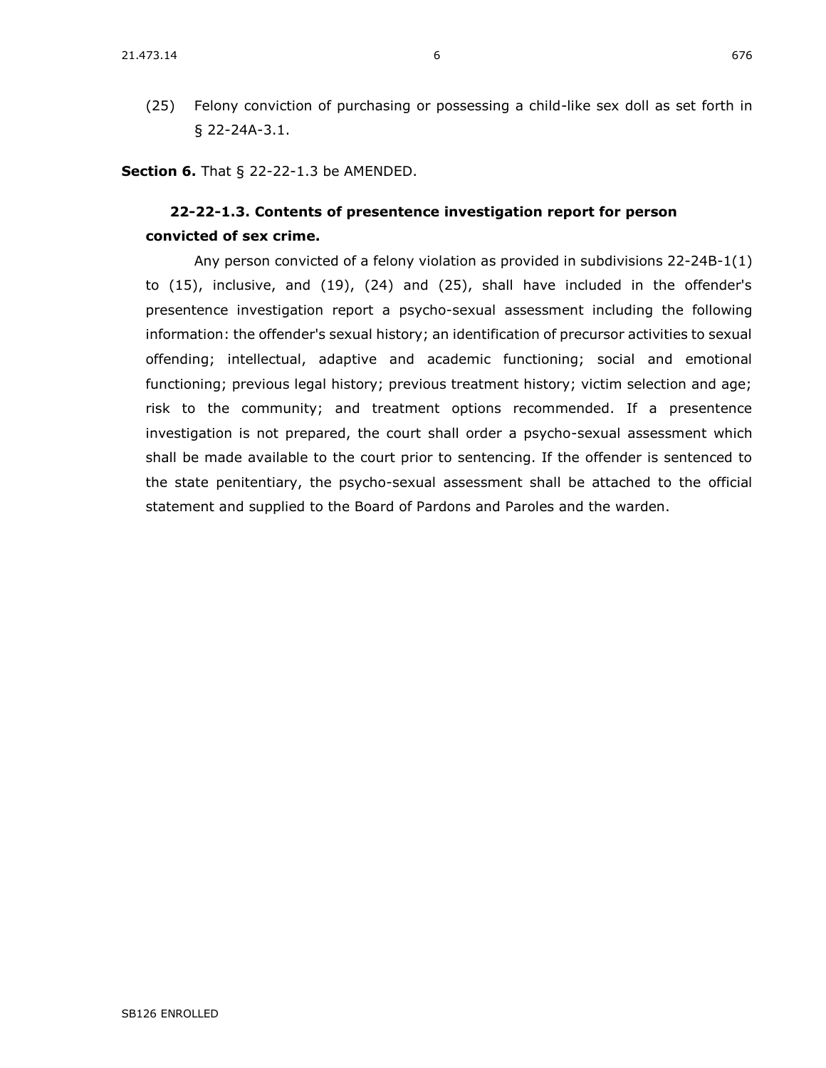(25) Felony conviction of purchasing or possessing a child-like sex doll as set forth in § 22-24A-3.1.

**Section 6.** That § 22-22-1.3 be AMENDED.

### 22-22-1.3. Contents of presentence investigation report for person convicted of sex crime.

Any person convicted of a felony violation as provided in subdivisions 22-24B-1(1) to (15), inclusive, and (19), (24) and (25), shall have included in the offender's presentence investigation report a psycho-sexual assessment including the following information: the offender's sexual history; an identification of precursor activities to sexual offending; intellectual, adaptive and academic functioning; social and emotional functioning; previous legal history; previous treatment history; victim selection and age; risk to the community; and treatment options recommended. If a presentence investigation is not prepared, the court shall order a psycho-sexual assessment which shall be made available to the court prior to sentencing. If the offender is sentenced to the state penitentiary, the psycho-sexual assessment shall be attached to the official statement and supplied to the Board of Pardons and Paroles and the warden.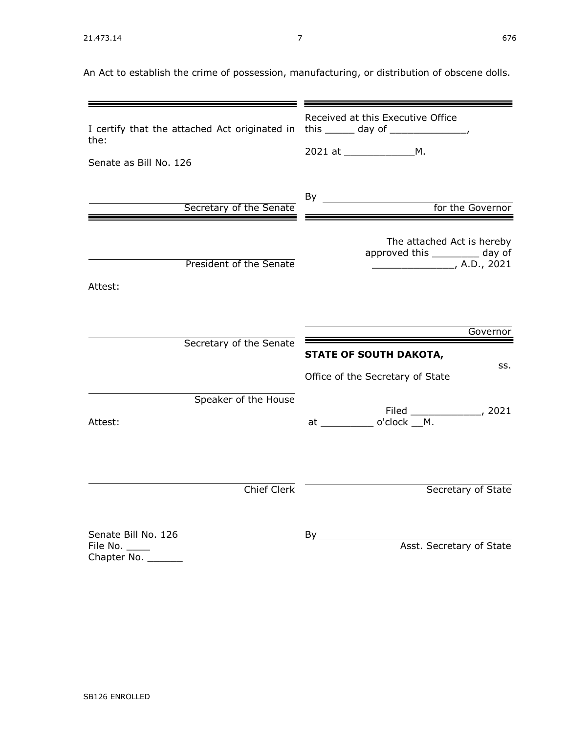An Act to establish the crime of possession, manufacturing, or distribution of obscene dolls.

I certify that the attached Act originated in the:

Senate as Bill No. 126

\_\_\_\_\_\_\_\_\_\_\_\_\_\_\_\_\_\_\_\_\_\_\_\_\_\_\_\_
Secretary of the Senate

\_\_\_\_\_\_\_\_\_\_\_\_\_\_\_\_\_\_\_\_\_\_\_\_\_\_\_\_
President of the Senate

Attest:

\_\_\_\_\_\_\_\_\_\_\_\_\_\_\_\_\_\_\_\_\_\_\_\_\_\_\_\_
Secretary of the Senate

\_\_\_\_\_\_\_\_\_\_\_\_\_\_\_\_\_\_\_\_\_\_\_\_\_\_\_\_
Speaker of the House

Attest:

\_\_\_\_\_\_\_\_\_\_\_\_\_\_\_\_\_\_\_\_\_\_\_\_\_\_\_\_
Chief Clerk

Senate Bill No. 126
File No. \_\_\_\_
Chapter No. \_\_\_\_\_\_

Received at this Executive Office this \_\_\_\_\_ day of \_\_\_\_\_\_\_\_\_\_\_\_\_,

2021 at \_\_\_\_\_\_\_\_\_\_\_\_M.

By \_\_\_\_\_\_\_\_\_\_\_\_\_\_\_\_\_\_\_\_\_\_\_\_\_\_\_\_
for the Governor

The attached Act is hereby approved this \_\_\_\_\_\_\_\_ day of \_\_\_\_\_\_\_\_\_\_\_\_\_\_, A.D., 2021

\_\_\_\_\_\_\_\_\_\_\_\_\_\_\_\_\_\_\_\_\_\_\_\_\_\_\_\_
Governor

**STATE OF SOUTH DAKOTA,**

ss.

Office of the Secretary of State

Filed \_\_\_\_\_\_\_\_\_\_\_\_, 2021
at \_\_\_\_\_\_\_\_\_ o'clock \_\_M.

\_\_\_\_\_\_\_\_\_\_\_\_\_\_\_\_\_\_\_\_\_\_\_\_\_\_\_\_
Secretary of State

By \_\_\_\_\_\_\_\_\_\_\_\_\_\_\_\_\_\_\_\_\_\_\_\_\_\_\_\_
Asst. Secretary of State

SB126 ENROLLED